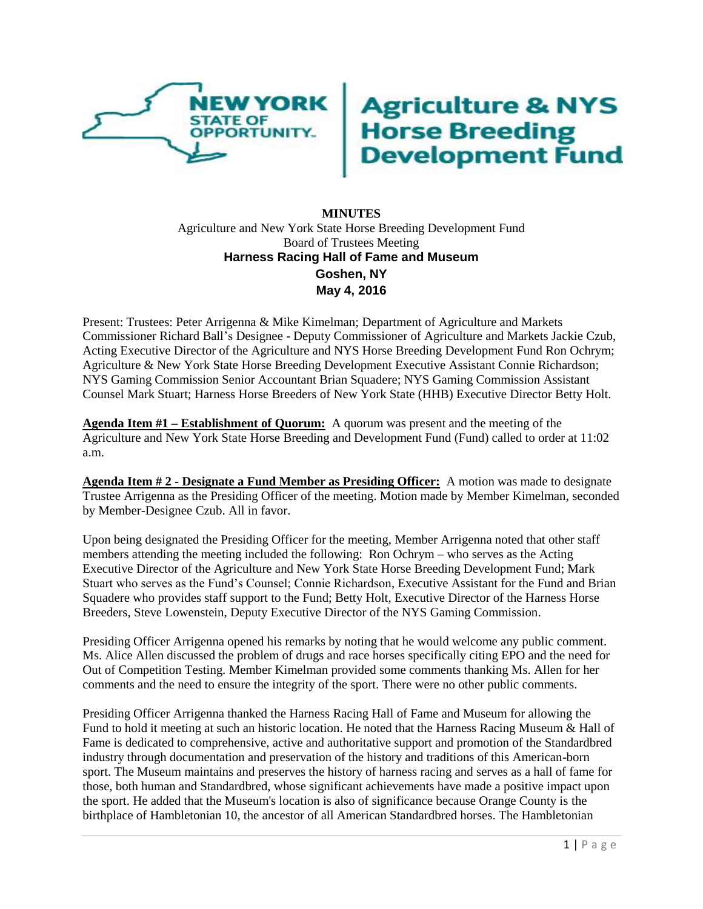NEW YORK STATE OF OPPORTUNITY. | Agriculture & NYS Horse Breeding Development Fund

**MINUTES**

Agriculture and New York State Horse Breeding Development Fund
Board of Trustees Meeting
**Harness Racing Hall of Fame and Museum**
**Goshen, NY**
**May 4, 2016**

Present: Trustees: Peter Arrigenna & Mike Kimelman; Department of Agriculture and Markets Commissioner Richard Ball's Designee - Deputy Commissioner of Agriculture and Markets Jackie Czub, Acting Executive Director of the Agriculture and NYS Horse Breeding Development Fund Ron Ochrym; Agriculture & New York State Horse Breeding Development Executive Assistant Connie Richardson; NYS Gaming Commission Senior Accountant Brian Squadere; NYS Gaming Commission Assistant Counsel Mark Stuart; Harness Horse Breeders of New York State (HHB) Executive Director Betty Holt.

**Agenda Item #1 – Establishment of Quorum:** A quorum was present and the meeting of the Agriculture and New York State Horse Breeding and Development Fund (Fund) called to order at 11:02 a.m.

**Agenda Item # 2 - Designate a Fund Member as Presiding Officer:** A motion was made to designate Trustee Arrigenna as the Presiding Officer of the meeting. Motion made by Member Kimelman, seconded by Member-Designee Czub. All in favor.

Upon being designated the Presiding Officer for the meeting, Member Arrigenna noted that other staff members attending the meeting included the following: Ron Ochrym – who serves as the Acting Executive Director of the Agriculture and New York State Horse Breeding Development Fund; Mark Stuart who serves as the Fund's Counsel; Connie Richardson, Executive Assistant for the Fund and Brian Squadere who provides staff support to the Fund; Betty Holt, Executive Director of the Harness Horse Breeders, Steve Lowenstein, Deputy Executive Director of the NYS Gaming Commission.

Presiding Officer Arrigenna opened his remarks by noting that he would welcome any public comment. Ms. Alice Allen discussed the problem of drugs and race horses specifically citing EPO and the need for Out of Competition Testing. Member Kimelman provided some comments thanking Ms. Allen for her comments and the need to ensure the integrity of the sport. There were no other public comments.

Presiding Officer Arrigenna thanked the Harness Racing Hall of Fame and Museum for allowing the Fund to hold it meeting at such an historic location. He noted that the Harness Racing Museum & Hall of Fame is dedicated to comprehensive, active and authoritative support and promotion of the Standardbred industry through documentation and preservation of the history and traditions of this American-born sport. The Museum maintains and preserves the history of harness racing and serves as a hall of fame for those, both human and Standardbred, whose significant achievements have made a positive impact upon the sport. He added that the Museum's location is also of significance because Orange County is the birthplace of Hambletonian 10, the ancestor of all American Standardbred horses. The Hambletonian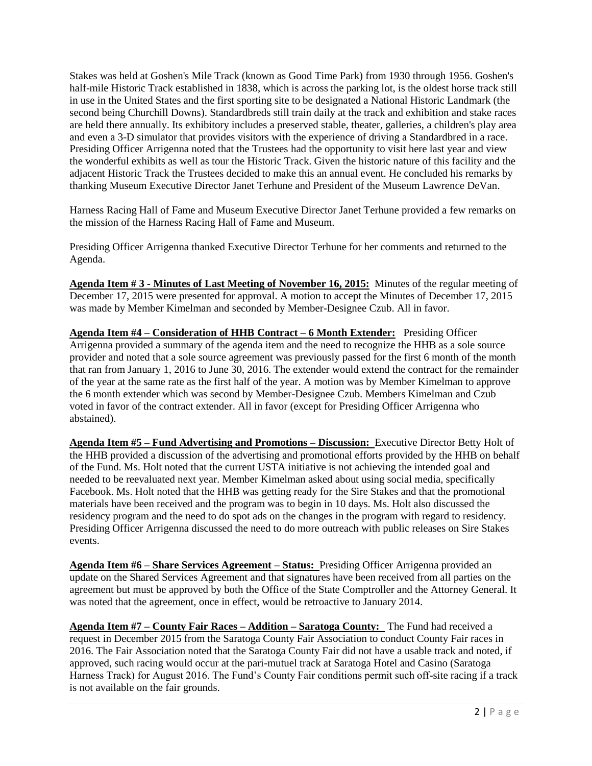Stakes was held at Goshen's Mile Track (known as Good Time Park) from 1930 through 1956. Goshen's half-mile Historic Track established in 1838, which is across the parking lot, is the oldest horse track still in use in the United States and the first sporting site to be designated a National Historic Landmark (the second being Churchill Downs). Standardbreds still train daily at the track and exhibition and stake races are held there annually. Its exhibitory includes a preserved stable, theater, galleries, a children's play area and even a 3-D simulator that provides visitors with the experience of driving a Standardbred in a race. Presiding Officer Arrigenna noted that the Trustees had the opportunity to visit here last year and view the wonderful exhibits as well as tour the Historic Track. Given the historic nature of this facility and the adjacent Historic Track the Trustees decided to make this an annual event. He concluded his remarks by thanking Museum Executive Director Janet Terhune and President of the Museum Lawrence DeVan.

Harness Racing Hall of Fame and Museum Executive Director Janet Terhune provided a few remarks on the mission of the Harness Racing Hall of Fame and Museum.

Presiding Officer Arrigenna thanked Executive Director Terhune for her comments and returned to the Agenda.

**Agenda Item # 3 - Minutes of Last Meeting of November 16, 2015:** Minutes of the regular meeting of December 17, 2015 were presented for approval. A motion to accept the Minutes of December 17, 2015 was made by Member Kimelman and seconded by Member-Designee Czub. All in favor.

**Agenda Item #4 – Consideration of HHB Contract – 6 Month Extender:** Presiding Officer Arrigenna provided a summary of the agenda item and the need to recognize the HHB as a sole source provider and noted that a sole source agreement was previously passed for the first 6 month of the month that ran from January 1, 2016 to June 30, 2016. The extender would extend the contract for the remainder of the year at the same rate as the first half of the year. A motion was by Member Kimelman to approve the 6 month extender which was second by Member-Designee Czub. Members Kimelman and Czub voted in favor of the contract extender. All in favor (except for Presiding Officer Arrigenna who abstained).

**Agenda Item #5 – Fund Advertising and Promotions – Discussion:** Executive Director Betty Holt of the HHB provided a discussion of the advertising and promotional efforts provided by the HHB on behalf of the Fund. Ms. Holt noted that the current USTA initiative is not achieving the intended goal and needed to be reevaluated next year. Member Kimelman asked about using social media, specifically Facebook. Ms. Holt noted that the HHB was getting ready for the Sire Stakes and that the promotional materials have been received and the program was to begin in 10 days. Ms. Holt also discussed the residency program and the need to do spot ads on the changes in the program with regard to residency. Presiding Officer Arrigenna discussed the need to do more outreach with public releases on Sire Stakes events.

**Agenda Item #6 – Share Services Agreement – Status:** Presiding Officer Arrigenna provided an update on the Shared Services Agreement and that signatures have been received from all parties on the agreement but must be approved by both the Office of the State Comptroller and the Attorney General. It was noted that the agreement, once in effect, would be retroactive to January 2014.

**Agenda Item #7 – County Fair Races – Addition – Saratoga County:** The Fund had received a request in December 2015 from the Saratoga County Fair Association to conduct County Fair races in 2016. The Fair Association noted that the Saratoga County Fair did not have a usable track and noted, if approved, such racing would occur at the pari-mutuel track at Saratoga Hotel and Casino (Saratoga Harness Track) for August 2016. The Fund's County Fair conditions permit such off-site racing if a track is not available on the fair grounds.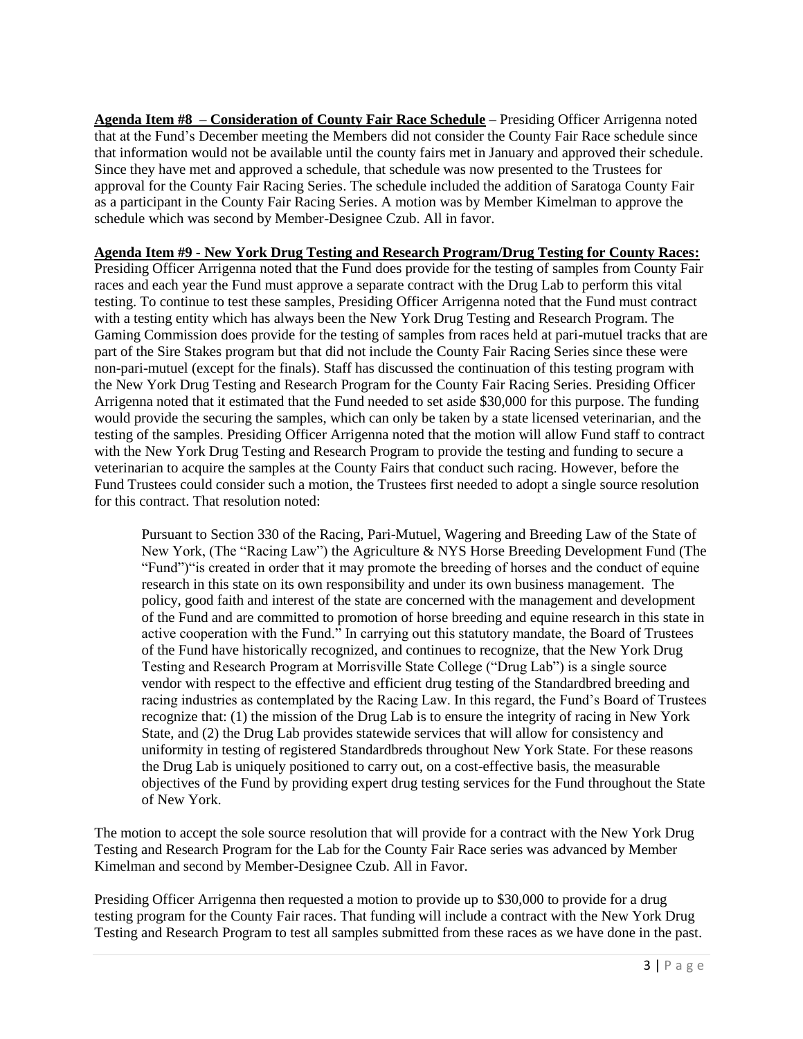**<u>Agenda Item #8 – Consideration of County Fair Race Schedule</u>** – Presiding Officer Arrigenna noted that at the Fund's December meeting the Members did not consider the County Fair Race schedule since that information would not be available until the county fairs met in January and approved their schedule. Since they have met and approved a schedule, that schedule was now presented to the Trustees for approval for the County Fair Racing Series. The schedule included the addition of Saratoga County Fair as a participant in the County Fair Racing Series. A motion was by Member Kimelman to approve the schedule which was second by Member-Designee Czub. All in favor.

**<u>Agenda Item #9 - New York Drug Testing and Research Program/Drug Testing for County Races:</u>** Presiding Officer Arrigenna noted that the Fund does provide for the testing of samples from County Fair races and each year the Fund must approve a separate contract with the Drug Lab to perform this vital testing. To continue to test these samples, Presiding Officer Arrigenna noted that the Fund must contract with a testing entity which has always been the New York Drug Testing and Research Program. The Gaming Commission does provide for the testing of samples from races held at pari-mutuel tracks that are part of the Sire Stakes program but that did not include the County Fair Racing Series since these were non-pari-mutuel (except for the finals). Staff has discussed the continuation of this testing program with the New York Drug Testing and Research Program for the County Fair Racing Series. Presiding Officer Arrigenna noted that it estimated that the Fund needed to set aside $30,000 for this purpose. The funding would provide the securing the samples, which can only be taken by a state licensed veterinarian, and the testing of the samples. Presiding Officer Arrigenna noted that the motion will allow Fund staff to contract with the New York Drug Testing and Research Program to provide the testing and funding to secure a veterinarian to acquire the samples at the County Fairs that conduct such racing. However, before the Fund Trustees could consider such a motion, the Trustees first needed to adopt a single source resolution for this contract. That resolution noted:

> Pursuant to Section 330 of the Racing, Pari-Mutuel, Wagering and Breeding Law of the State of New York, (The "Racing Law") the Agriculture & NYS Horse Breeding Development Fund (The "Fund")"is created in order that it may promote the breeding of horses and the conduct of equine research in this state on its own responsibility and under its own business management. The policy, good faith and interest of the state are concerned with the management and development of the Fund and are committed to promotion of horse breeding and equine research in this state in active cooperation with the Fund." In carrying out this statutory mandate, the Board of Trustees of the Fund have historically recognized, and continues to recognize, that the New York Drug Testing and Research Program at Morrisville State College ("Drug Lab") is a single source vendor with respect to the effective and efficient drug testing of the Standardbred breeding and racing industries as contemplated by the Racing Law. In this regard, the Fund's Board of Trustees recognize that: (1) the mission of the Drug Lab is to ensure the integrity of racing in New York State, and (2) the Drug Lab provides statewide services that will allow for consistency and uniformity in testing of registered Standardbreds throughout New York State. For these reasons the Drug Lab is uniquely positioned to carry out, on a cost-effective basis, the measurable objectives of the Fund by providing expert drug testing services for the Fund throughout the State of New York.

The motion to accept the sole source resolution that will provide for a contract with the New York Drug Testing and Research Program for the Lab for the County Fair Race series was advanced by Member Kimelman and second by Member-Designee Czub. All in Favor.

Presiding Officer Arrigenna then requested a motion to provide up to $30,000 to provide for a drug testing program for the County Fair races. That funding will include a contract with the New York Drug Testing and Research Program to test all samples submitted from these races as we have done in the past.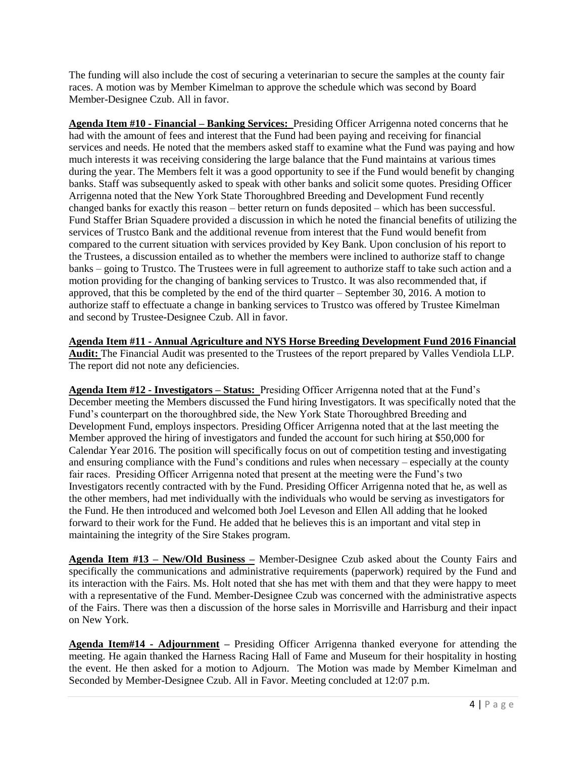The funding will also include the cost of securing a veterinarian to secure the samples at the county fair races. A motion was by Member Kimelman to approve the schedule which was second by Board Member-Designee Czub. All in favor.

**Agenda Item #10 - Financial – Banking Services:** Presiding Officer Arrigenna noted concerns that he had with the amount of fees and interest that the Fund had been paying and receiving for financial services and needs. He noted that the members asked staff to examine what the Fund was paying and how much interests it was receiving considering the large balance that the Fund maintains at various times during the year. The Members felt it was a good opportunity to see if the Fund would benefit by changing banks. Staff was subsequently asked to speak with other banks and solicit some quotes. Presiding Officer Arrigenna noted that the New York State Thoroughbred Breeding and Development Fund recently changed banks for exactly this reason – better return on funds deposited – which has been successful. Fund Staffer Brian Squadere provided a discussion in which he noted the financial benefits of utilizing the services of Trustco Bank and the additional revenue from interest that the Fund would benefit from compared to the current situation with services provided by Key Bank. Upon conclusion of his report to the Trustees, a discussion entailed as to whether the members were inclined to authorize staff to change banks – going to Trustco. The Trustees were in full agreement to authorize staff to take such action and a motion providing for the changing of banking services to Trustco. It was also recommended that, if approved, that this be completed by the end of the third quarter – September 30, 2016. A motion to authorize staff to effectuate a change in banking services to Trustco was offered by Trustee Kimelman and second by Trustee-Designee Czub. All in favor.

**Agenda Item #11 - Annual Agriculture and NYS Horse Breeding Development Fund 2016 Financial Audit:** The Financial Audit was presented to the Trustees of the report prepared by Valles Vendiola LLP. The report did not note any deficiencies.

**Agenda Item #12 - Investigators – Status:** Presiding Officer Arrigenna noted that at the Fund's December meeting the Members discussed the Fund hiring Investigators. It was specifically noted that the Fund's counterpart on the thoroughbred side, the New York State Thoroughbred Breeding and Development Fund, employs inspectors. Presiding Officer Arrigenna noted that at the last meeting the Member approved the hiring of investigators and funded the account for such hiring at $50,000 for Calendar Year 2016. The position will specifically focus on out of competition testing and investigating and ensuring compliance with the Fund's conditions and rules when necessary – especially at the county fair races. Presiding Officer Arrigenna noted that present at the meeting were the Fund's two Investigators recently contracted with by the Fund. Presiding Officer Arrigenna noted that he, as well as the other members, had met individually with the individuals who would be serving as investigators for the Fund. He then introduced and welcomed both Joel Leveson and Ellen All adding that he looked forward to their work for the Fund. He added that he believes this is an important and vital step in maintaining the integrity of the Sire Stakes program.

**Agenda Item #13 – New/Old Business –** Member-Designee Czub asked about the County Fairs and specifically the communications and administrative requirements (paperwork) required by the Fund and its interaction with the Fairs. Ms. Holt noted that she has met with them and that they were happy to meet with a representative of the Fund. Member-Designee Czub was concerned with the administrative aspects of the Fairs. There was then a discussion of the horse sales in Morrisville and Harrisburg and their inpact on New York.

**Agenda Item#14 - Adjournment –** Presiding Officer Arrigenna thanked everyone for attending the meeting. He again thanked the Harness Racing Hall of Fame and Museum for their hospitality in hosting the event. He then asked for a motion to Adjourn. The Motion was made by Member Kimelman and Seconded by Member-Designee Czub. All in Favor. Meeting concluded at 12:07 p.m.